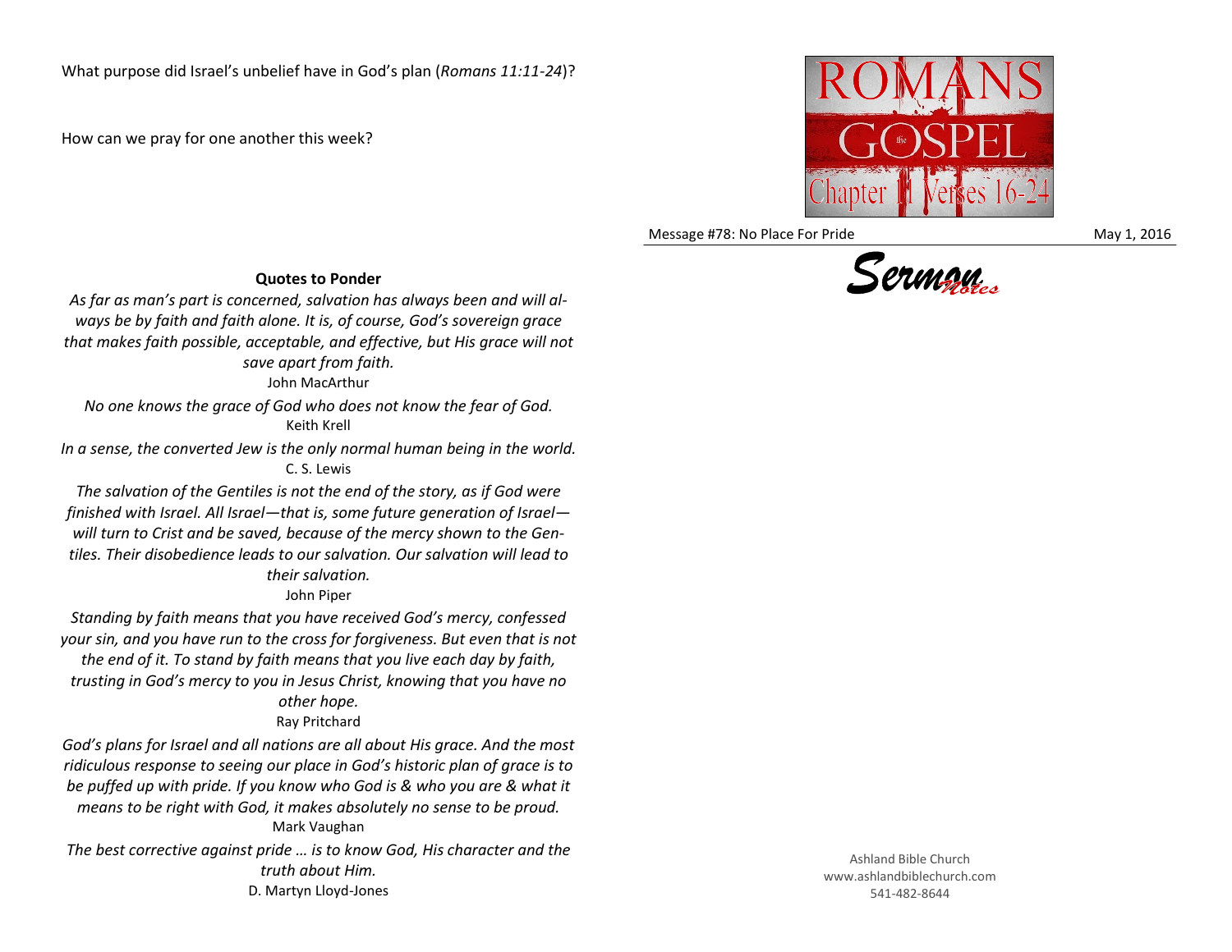What purpose did Israel's unbelief have in God's plan (*Romans 11:11-24*)?

How can we pray for one another this week?

**Quotes to Ponder**

*As far as man's part is concerned, salvation has always been and will always be by faith and faith alone. It is, of course, God's sovereign grace that makes faith possible, acceptable, and effective, but His grace will not save apart from faith.*
John MacArthur

*No one knows the grace of God who does not know the fear of God.*
Keith Krell

*In a sense, the converted Jew is the only normal human being in the world.*
C. S. Lewis

*The salvation of the Gentiles is not the end of the story, as if God were finished with Israel. All Israel—that is, some future generation of Israel—will turn to Crist and be saved, because of the mercy shown to the Gentiles. Their disobedience leads to our salvation. Our salvation will lead to their salvation.*
John Piper

*Standing by faith means that you have received God's mercy, confessed your sin, and you have run to the cross for forgiveness. But even that is not the end of it. To stand by faith means that you live each day by faith, trusting in God's mercy to you in Jesus Christ, knowing that you have no other hope.*
Ray Pritchard

*God's plans for Israel and all nations are all about His grace. And the most ridiculous response to seeing our place in God's historic plan of grace is to be puffed up with pride. If you know who God is & who you are & what it means to be right with God, it makes absolutely no sense to be proud.*
Mark Vaughan

*The best corrective against pride … is to know God, His character and the truth about Him.*
D. Martyn Lloyd-Jones

ROMANS the GOSPEL Chapter 11 Verses 16-24

Message #78: No Place For Pride May 1, 2016

Sermon Notes

Ashland Bible Church
www.ashlandbiblechurch.com
541-482-8644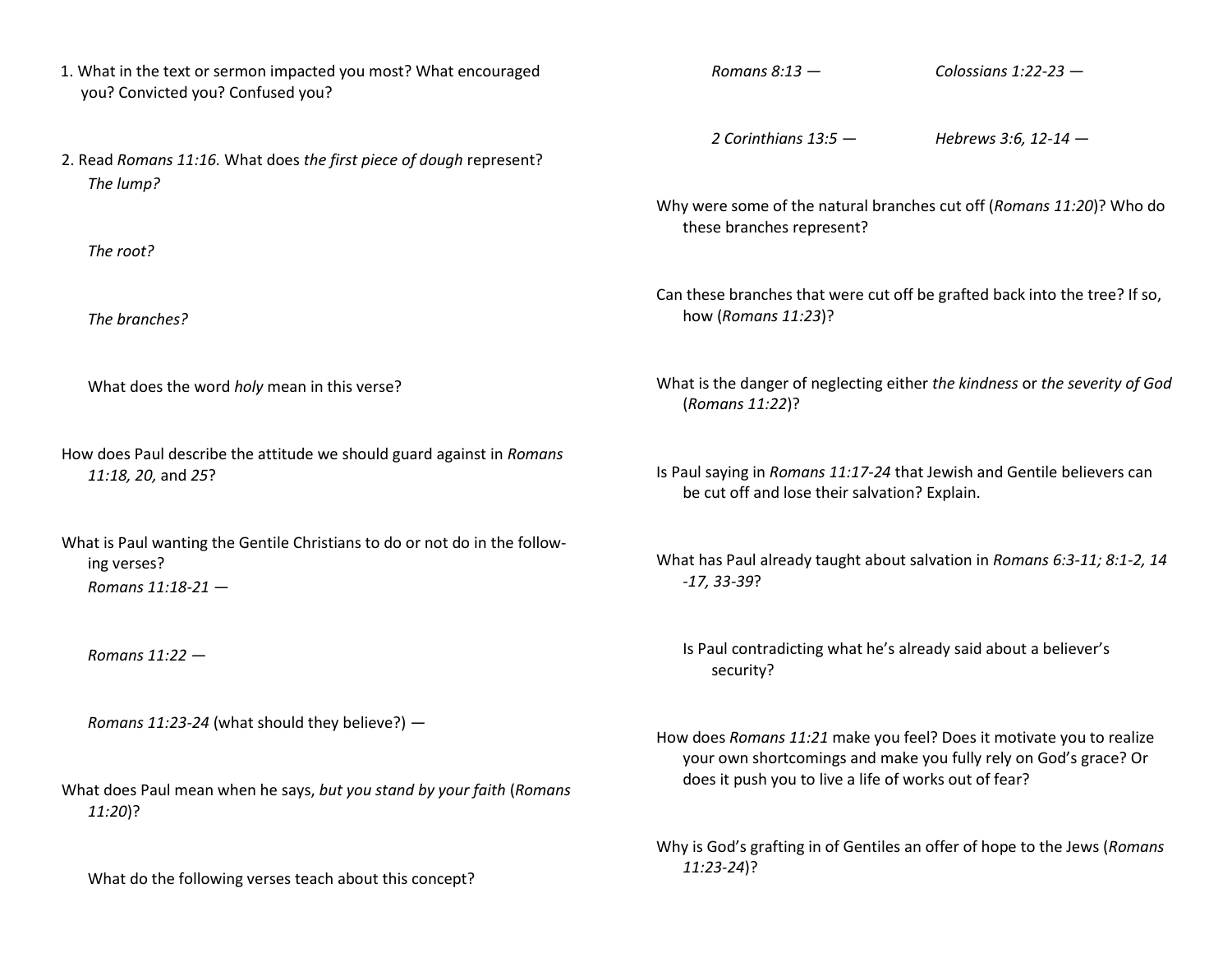1. What in the text or sermon impacted you most? What encouraged you? Convicted you? Confused you?

2. Read *Romans 11:16.* What does *the first piece of dough* represent?

   *The lump?*

   *The root?*

   *The branches?*

   What does the word *holy* mean in this verse?

How does Paul describe the attitude we should guard against in *Romans 11:18, 20,* and *25*?

What is Paul wanting the Gentile Christians to do or not do in the following verses?

*Romans 11:18-21* —

*Romans 11:22* —

*Romans 11:23-24* (what should they believe?) —

What does Paul mean when he says, *but you stand by your faith* (*Romans 11:20*)?

What do the following verses teach about this concept?

*Romans 8:13* —

*Colossians 1:22-23* —

*2 Corinthians 13:5* —

*Hebrews 3:6, 12-14* —

Why were some of the natural branches cut off (*Romans 11:20*)? Who do these branches represent?

Can these branches that were cut off be grafted back into the tree? If so, how (*Romans 11:23*)?

What is the danger of neglecting either *the kindness* or *the severity of God* (*Romans 11:22*)?

Is Paul saying in *Romans 11:17-24* that Jewish and Gentile believers can be cut off and lose their salvation? Explain.

What has Paul already taught about salvation in *Romans 6:3-11; 8:1-2, 14-17, 33-39*?

Is Paul contradicting what he's already said about a believer's security?

How does *Romans 11:21* make you feel? Does it motivate you to realize your own shortcomings and make you fully rely on God's grace? Or does it push you to live a life of works out of fear?

Why is God's grafting in of Gentiles an offer of hope to the Jews (*Romans 11:23-24*)?